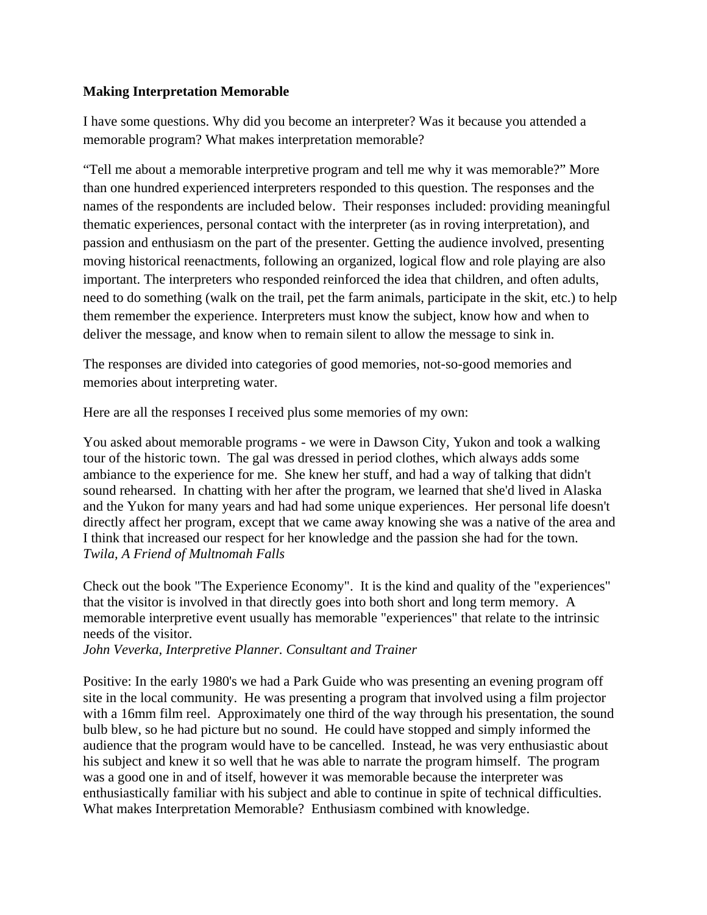**Making Interpretation Memorable**

I have some questions. Why did you become an interpreter? Was it because you attended a memorable program? What makes interpretation memorable?

"Tell me about a memorable interpretive program and tell me why it was memorable?" More than one hundred experienced interpreters responded to this question. The responses and the names of the respondents are included below. Their responses included: providing meaningful thematic experiences, personal contact with the interpreter (as in roving interpretation), and passion and enthusiasm on the part of the presenter. Getting the audience involved, presenting moving historical reenactments, following an organized, logical flow and role playing are also important. The interpreters who responded reinforced the idea that children, and often adults, need to do something (walk on the trail, pet the farm animals, participate in the skit, etc.) to help them remember the experience. Interpreters must know the subject, know how and when to deliver the message, and know when to remain silent to allow the message to sink in.

The responses are divided into categories of good memories, not-so-good memories and memories about interpreting water.

Here are all the responses I received plus some memories of my own:

You asked about memorable programs - we were in Dawson City, Yukon and took a walking tour of the historic town. The gal was dressed in period clothes, which always adds some ambiance to the experience for me. She knew her stuff, and had a way of talking that didn't sound rehearsed. In chatting with her after the program, we learned that she'd lived in Alaska and the Yukon for many years and had had some unique experiences. Her personal life doesn't directly affect her program, except that we came away knowing she was a native of the area and I think that increased our respect for her knowledge and the passion she had for the town.
*Twila, A Friend of Multnomah Falls*

Check out the book "The Experience Economy". It is the kind and quality of the "experiences" that the visitor is involved in that directly goes into both short and long term memory. A memorable interpretive event usually has memorable "experiences" that relate to the intrinsic needs of the visitor.
*John Veverka, Interpretive Planner. Consultant and Trainer*

Positive: In the early 1980's we had a Park Guide who was presenting an evening program off site in the local community. He was presenting a program that involved using a film projector with a 16mm film reel. Approximately one third of the way through his presentation, the sound bulb blew, so he had picture but no sound. He could have stopped and simply informed the audience that the program would have to be cancelled. Instead, he was very enthusiastic about his subject and knew it so well that he was able to narrate the program himself. The program was a good one in and of itself, however it was memorable because the interpreter was enthusiastically familiar with his subject and able to continue in spite of technical difficulties. What makes Interpretation Memorable? Enthusiasm combined with knowledge.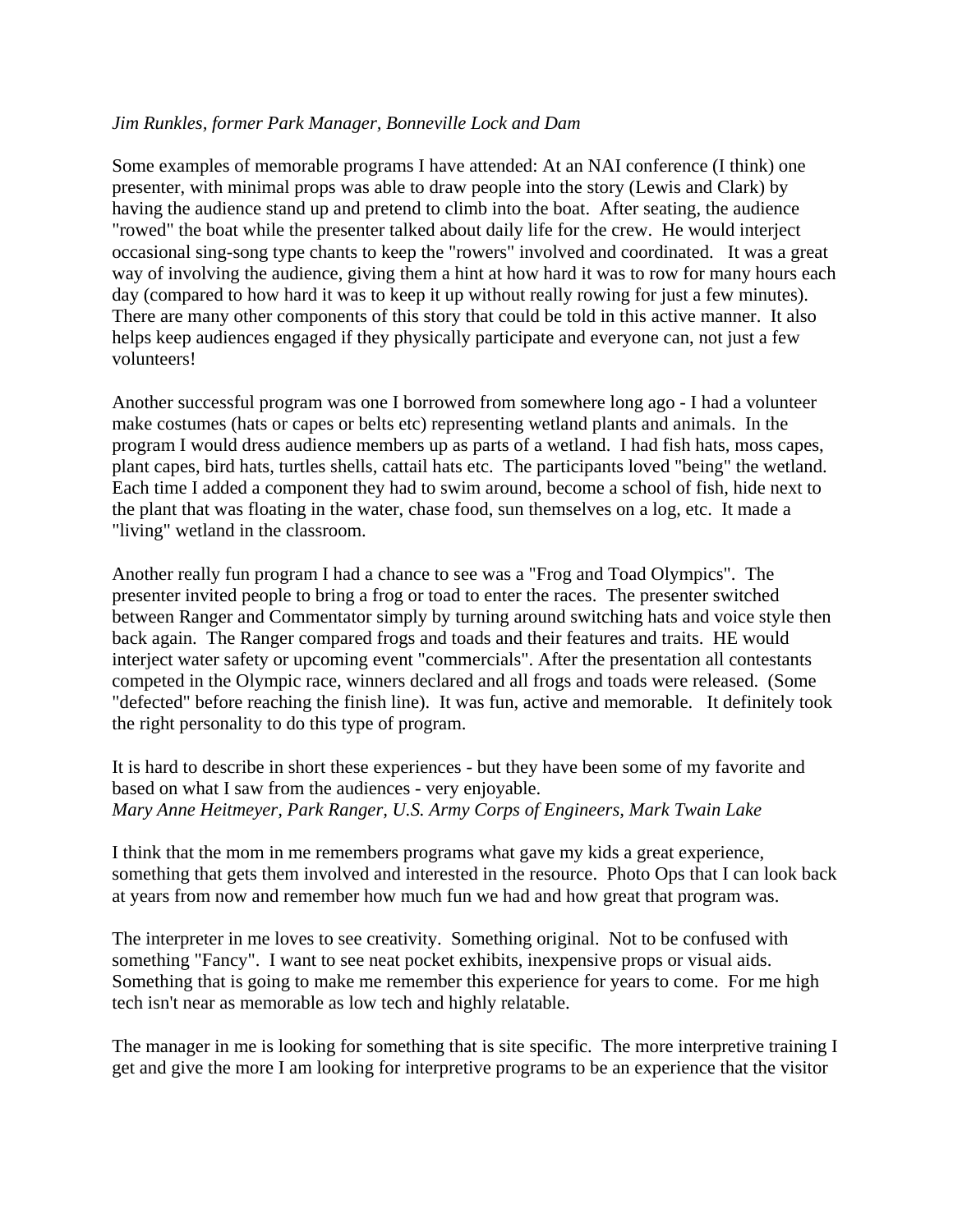*Jim Runkles, former Park Manager, Bonneville Lock and Dam*

Some examples of memorable programs I have attended: At an NAI conference (I think) one presenter, with minimal props was able to draw people into the story (Lewis and Clark) by having the audience stand up and pretend to climb into the boat. After seating, the audience "rowed" the boat while the presenter talked about daily life for the crew. He would interject occasional sing-song type chants to keep the "rowers" involved and coordinated. It was a great way of involving the audience, giving them a hint at how hard it was to row for many hours each day (compared to how hard it was to keep it up without really rowing for just a few minutes). There are many other components of this story that could be told in this active manner. It also helps keep audiences engaged if they physically participate and everyone can, not just a few volunteers!

Another successful program was one I borrowed from somewhere long ago - I had a volunteer make costumes (hats or capes or belts etc) representing wetland plants and animals. In the program I would dress audience members up as parts of a wetland. I had fish hats, moss capes, plant capes, bird hats, turtles shells, cattail hats etc. The participants loved "being" the wetland. Each time I added a component they had to swim around, become a school of fish, hide next to the plant that was floating in the water, chase food, sun themselves on a log, etc. It made a "living" wetland in the classroom.

Another really fun program I had a chance to see was a "Frog and Toad Olympics". The presenter invited people to bring a frog or toad to enter the races. The presenter switched between Ranger and Commentator simply by turning around switching hats and voice style then back again. The Ranger compared frogs and toads and their features and traits. HE would interject water safety or upcoming event "commercials". After the presentation all contestants competed in the Olympic race, winners declared and all frogs and toads were released. (Some "defected" before reaching the finish line). It was fun, active and memorable. It definitely took the right personality to do this type of program.

It is hard to describe in short these experiences - but they have been some of my favorite and based on what I saw from the audiences - very enjoyable.
*Mary Anne Heitmeyer, Park Ranger, U.S. Army Corps of Engineers, Mark Twain Lake*

I think that the mom in me remembers programs what gave my kids a great experience, something that gets them involved and interested in the resource. Photo Ops that I can look back at years from now and remember how much fun we had and how great that program was.

The interpreter in me loves to see creativity. Something original. Not to be confused with something "Fancy". I want to see neat pocket exhibits, inexpensive props or visual aids. Something that is going to make me remember this experience for years to come. For me high tech isn't near as memorable as low tech and highly relatable.

The manager in me is looking for something that is site specific. The more interpretive training I get and give the more I am looking for interpretive programs to be an experience that the visitor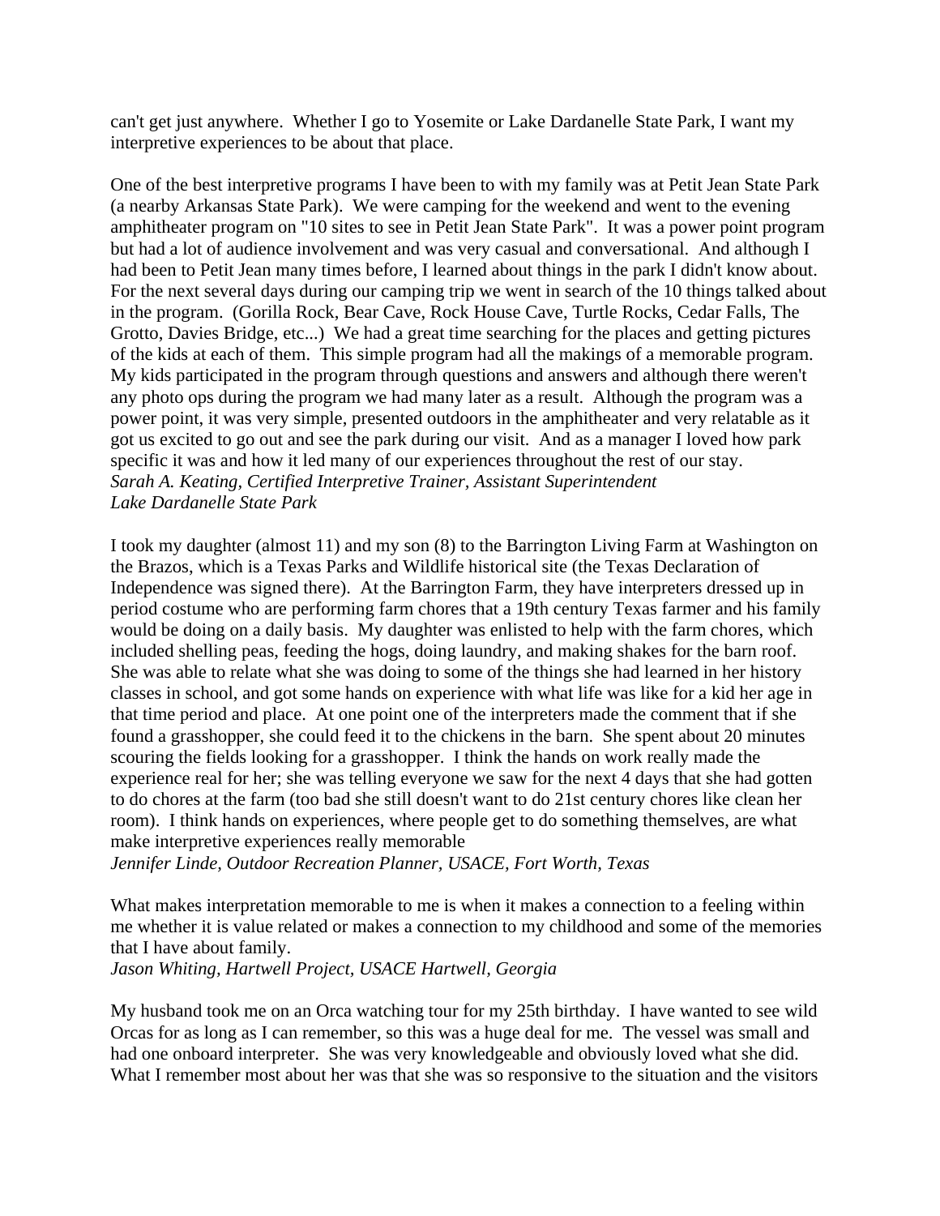can't get just anywhere. Whether I go to Yosemite or Lake Dardanelle State Park, I want my interpretive experiences to be about that place.

One of the best interpretive programs I have been to with my family was at Petit Jean State Park (a nearby Arkansas State Park). We were camping for the weekend and went to the evening amphitheater program on "10 sites to see in Petit Jean State Park". It was a power point program but had a lot of audience involvement and was very casual and conversational. And although I had been to Petit Jean many times before, I learned about things in the park I didn't know about. For the next several days during our camping trip we went in search of the 10 things talked about in the program. (Gorilla Rock, Bear Cave, Rock House Cave, Turtle Rocks, Cedar Falls, The Grotto, Davies Bridge, etc...) We had a great time searching for the places and getting pictures of the kids at each of them. This simple program had all the makings of a memorable program. My kids participated in the program through questions and answers and although there weren't any photo ops during the program we had many later as a result. Although the program was a power point, it was very simple, presented outdoors in the amphitheater and very relatable as it got us excited to go out and see the park during our visit. And as a manager I loved how park specific it was and how it led many of our experiences throughout the rest of our stay.
*Sarah A. Keating, Certified Interpretive Trainer, Assistant Superintendent*
*Lake Dardanelle State Park*

I took my daughter (almost 11) and my son (8) to the Barrington Living Farm at Washington on the Brazos, which is a Texas Parks and Wildlife historical site (the Texas Declaration of Independence was signed there). At the Barrington Farm, they have interpreters dressed up in period costume who are performing farm chores that a 19th century Texas farmer and his family would be doing on a daily basis. My daughter was enlisted to help with the farm chores, which included shelling peas, feeding the hogs, doing laundry, and making shakes for the barn roof. She was able to relate what she was doing to some of the things she had learned in her history classes in school, and got some hands on experience with what life was like for a kid her age in that time period and place. At one point one of the interpreters made the comment that if she found a grasshopper, she could feed it to the chickens in the barn. She spent about 20 minutes scouring the fields looking for a grasshopper. I think the hands on work really made the experience real for her; she was telling everyone we saw for the next 4 days that she had gotten to do chores at the farm (too bad she still doesn't want to do 21st century chores like clean her room). I think hands on experiences, where people get to do something themselves, are what make interpretive experiences really memorable
*Jennifer Linde, Outdoor Recreation Planner, USACE, Fort Worth, Texas*

What makes interpretation memorable to me is when it makes a connection to a feeling within me whether it is value related or makes a connection to my childhood and some of the memories that I have about family.
*Jason Whiting, Hartwell Project, USACE Hartwell, Georgia*

My husband took me on an Orca watching tour for my 25th birthday. I have wanted to see wild Orcas for as long as I can remember, so this was a huge deal for me. The vessel was small and had one onboard interpreter. She was very knowledgeable and obviously loved what she did. What I remember most about her was that she was so responsive to the situation and the visitors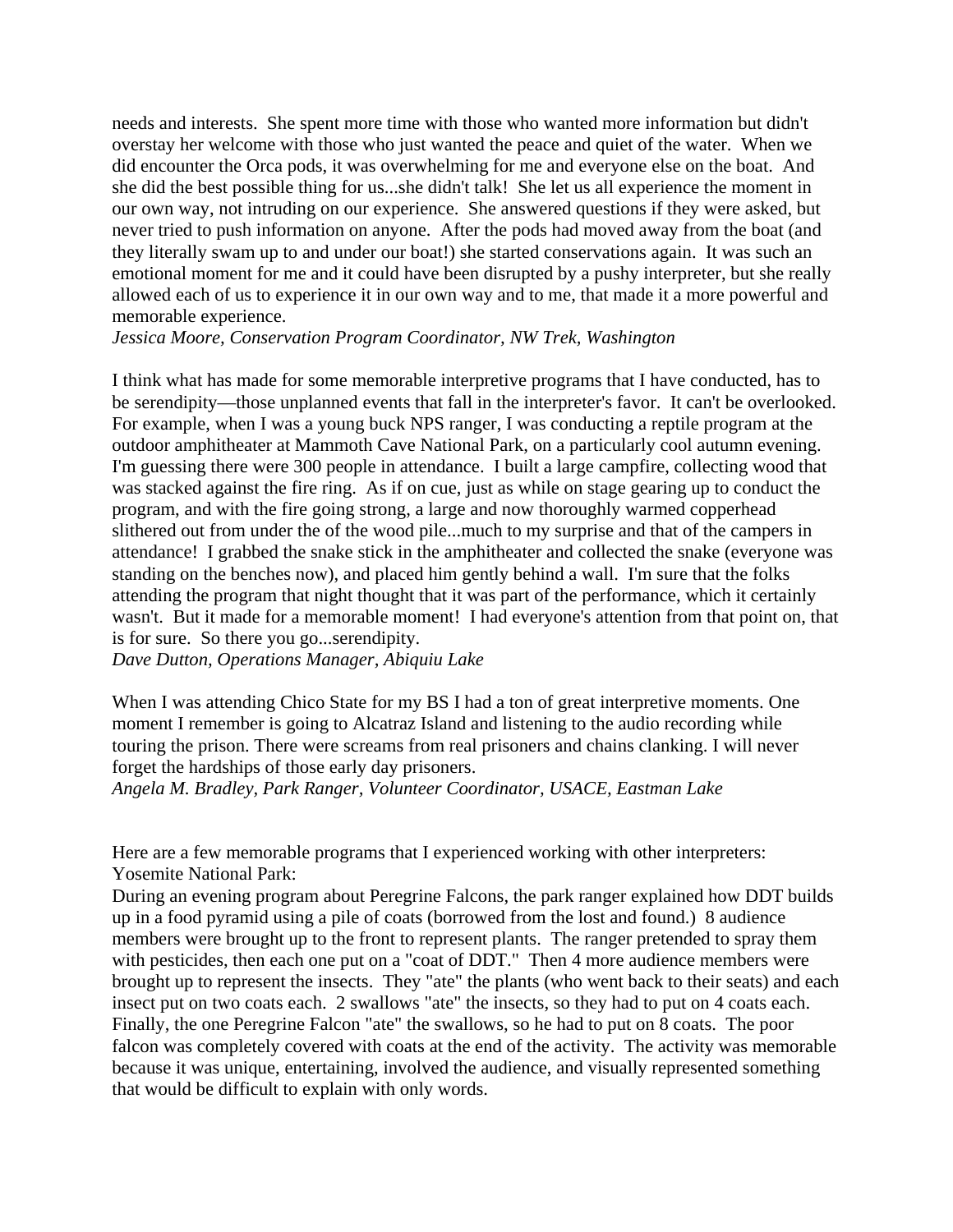needs and interests. She spent more time with those who wanted more information but didn't overstay her welcome with those who just wanted the peace and quiet of the water. When we did encounter the Orca pods, it was overwhelming for me and everyone else on the boat. And she did the best possible thing for us...she didn't talk! She let us all experience the moment in our own way, not intruding on our experience. She answered questions if they were asked, but never tried to push information on anyone. After the pods had moved away from the boat (and they literally swam up to and under our boat!) she started conservations again. It was such an emotional moment for me and it could have been disrupted by a pushy interpreter, but she really allowed each of us to experience it in our own way and to me, that made it a more powerful and memorable experience.
*Jessica Moore, Conservation Program Coordinator, NW Trek, Washington*

I think what has made for some memorable interpretive programs that I have conducted, has to be serendipity—those unplanned events that fall in the interpreter's favor. It can't be overlooked. For example, when I was a young buck NPS ranger, I was conducting a reptile program at the outdoor amphitheater at Mammoth Cave National Park, on a particularly cool autumn evening. I'm guessing there were 300 people in attendance. I built a large campfire, collecting wood that was stacked against the fire ring. As if on cue, just as while on stage gearing up to conduct the program, and with the fire going strong, a large and now thoroughly warmed copperhead slithered out from under the of the wood pile...much to my surprise and that of the campers in attendance! I grabbed the snake stick in the amphitheater and collected the snake (everyone was standing on the benches now), and placed him gently behind a wall. I'm sure that the folks attending the program that night thought that it was part of the performance, which it certainly wasn't. But it made for a memorable moment! I had everyone's attention from that point on, that is for sure. So there you go...serendipity.
*Dave Dutton, Operations Manager, Abiquiu Lake*

When I was attending Chico State for my BS I had a ton of great interpretive moments. One moment I remember is going to Alcatraz Island and listening to the audio recording while touring the prison. There were screams from real prisoners and chains clanking. I will never forget the hardships of those early day prisoners.
*Angela M. Bradley, Park Ranger, Volunteer Coordinator, USACE, Eastman Lake*

Here are a few memorable programs that I experienced working with other interpreters:
Yosemite National Park:
During an evening program about Peregrine Falcons, the park ranger explained how DDT builds up in a food pyramid using a pile of coats (borrowed from the lost and found.) 8 audience members were brought up to the front to represent plants. The ranger pretended to spray them with pesticides, then each one put on a "coat of DDT." Then 4 more audience members were brought up to represent the insects. They "ate" the plants (who went back to their seats) and each insect put on two coats each. 2 swallows "ate" the insects, so they had to put on 4 coats each. Finally, the one Peregrine Falcon "ate" the swallows, so he had to put on 8 coats. The poor falcon was completely covered with coats at the end of the activity. The activity was memorable because it was unique, entertaining, involved the audience, and visually represented something that would be difficult to explain with only words.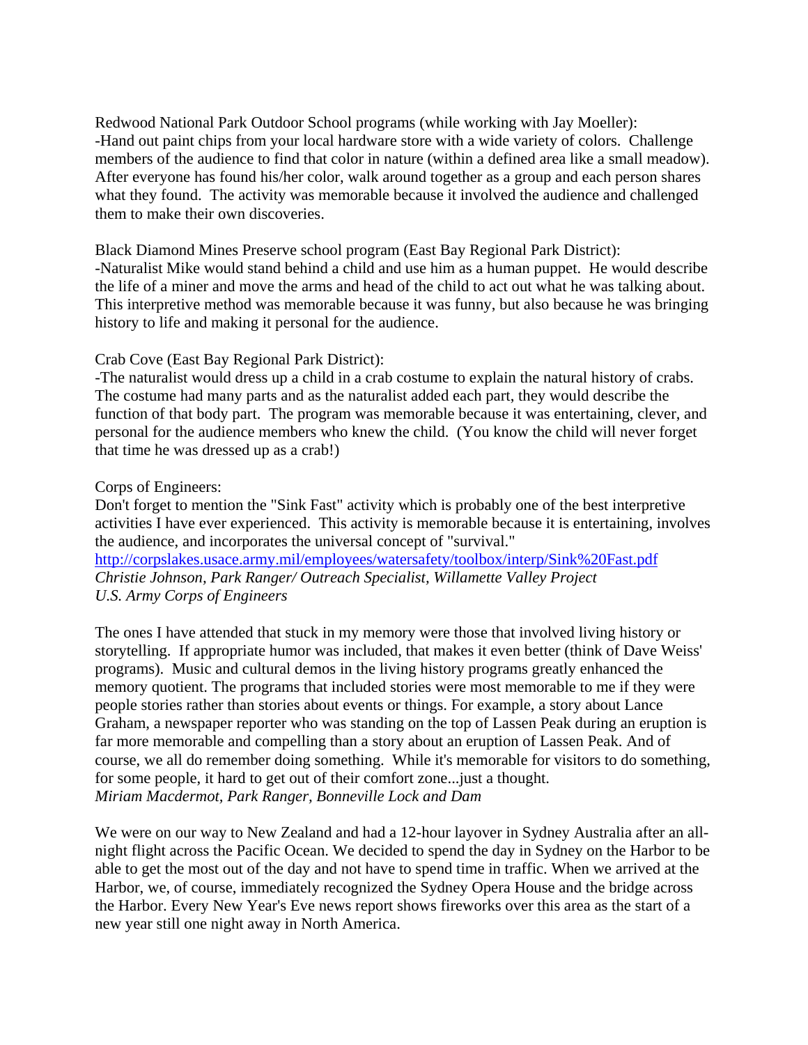Redwood National Park Outdoor School programs (while working with Jay Moeller):
-Hand out paint chips from your local hardware store with a wide variety of colors. Challenge members of the audience to find that color in nature (within a defined area like a small meadow). After everyone has found his/her color, walk around together as a group and each person shares what they found. The activity was memorable because it involved the audience and challenged them to make their own discoveries.

Black Diamond Mines Preserve school program (East Bay Regional Park District):
-Naturalist Mike would stand behind a child and use him as a human puppet. He would describe the life of a miner and move the arms and head of the child to act out what he was talking about. This interpretive method was memorable because it was funny, but also because he was bringing history to life and making it personal for the audience.

Crab Cove (East Bay Regional Park District):
-The naturalist would dress up a child in a crab costume to explain the natural history of crabs. The costume had many parts and as the naturalist added each part, they would describe the function of that body part. The program was memorable because it was entertaining, clever, and personal for the audience members who knew the child. (You know the child will never forget that time he was dressed up as a crab!)

Corps of Engineers:
Don't forget to mention the "Sink Fast" activity which is probably one of the best interpretive activities I have ever experienced. This activity is memorable because it is entertaining, involves the audience, and incorporates the universal concept of "survival."
http://corpslakes.usace.army.mil/employees/watersafety/toolbox/interp/Sink%20Fast.pdf
*Christie Johnson, Park Ranger/ Outreach Specialist, Willamette Valley Project*
*U.S. Army Corps of Engineers*

The ones I have attended that stuck in my memory were those that involved living history or storytelling. If appropriate humor was included, that makes it even better (think of Dave Weiss' programs). Music and cultural demos in the living history programs greatly enhanced the memory quotient. The programs that included stories were most memorable to me if they were people stories rather than stories about events or things. For example, a story about Lance Graham, a newspaper reporter who was standing on the top of Lassen Peak during an eruption is far more memorable and compelling than a story about an eruption of Lassen Peak. And of course, we all do remember doing something. While it's memorable for visitors to do something, for some people, it hard to get out of their comfort zone...just a thought.
*Miriam Macdermot, Park Ranger, Bonneville Lock and Dam*

We were on our way to New Zealand and had a 12-hour layover in Sydney Australia after an all-night flight across the Pacific Ocean. We decided to spend the day in Sydney on the Harbor to be able to get the most out of the day and not have to spend time in traffic. When we arrived at the Harbor, we, of course, immediately recognized the Sydney Opera House and the bridge across the Harbor. Every New Year's Eve news report shows fireworks over this area as the start of a new year still one night away in North America.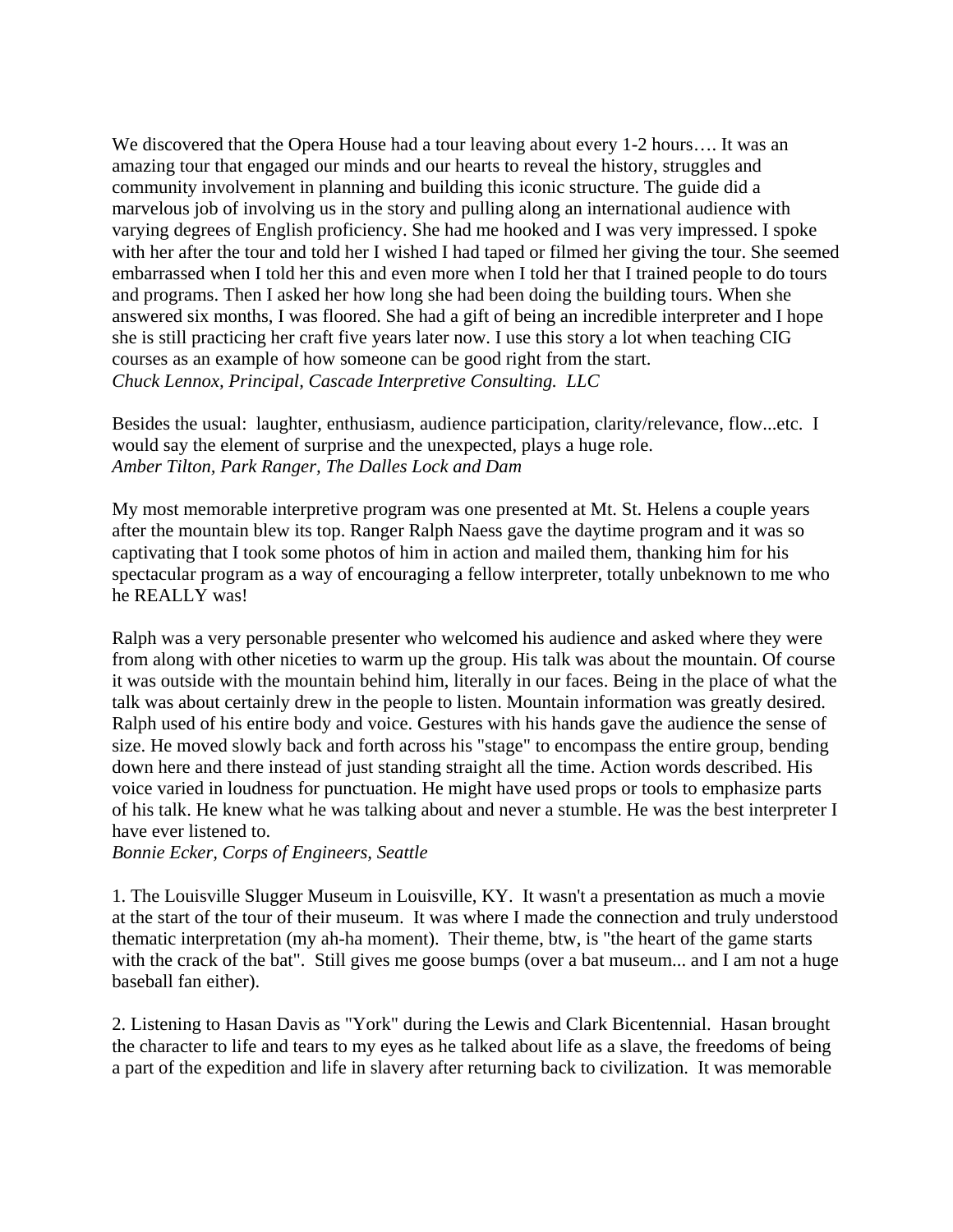We discovered that the Opera House had a tour leaving about every 1-2 hours…. It was an amazing tour that engaged our minds and our hearts to reveal the history, struggles and community involvement in planning and building this iconic structure. The guide did a marvelous job of involving us in the story and pulling along an international audience with varying degrees of English proficiency. She had me hooked and I was very impressed. I spoke with her after the tour and told her I wished I had taped or filmed her giving the tour. She seemed embarrassed when I told her this and even more when I told her that I trained people to do tours and programs. Then I asked her how long she had been doing the building tours. When she answered six months, I was floored. She had a gift of being an incredible interpreter and I hope she is still practicing her craft five years later now. I use this story a lot when teaching CIG courses as an example of how someone can be good right from the start.
*Chuck Lennox, Principal, Cascade Interpretive Consulting. LLC*

Besides the usual: laughter, enthusiasm, audience participation, clarity/relevance, flow...etc. I would say the element of surprise and the unexpected, plays a huge role.
*Amber Tilton, Park Ranger, The Dalles Lock and Dam*

My most memorable interpretive program was one presented at Mt. St. Helens a couple years after the mountain blew its top. Ranger Ralph Naess gave the daytime program and it was so captivating that I took some photos of him in action and mailed them, thanking him for his spectacular program as a way of encouraging a fellow interpreter, totally unbeknown to me who he REALLY was!

Ralph was a very personable presenter who welcomed his audience and asked where they were from along with other niceties to warm up the group. His talk was about the mountain. Of course it was outside with the mountain behind him, literally in our faces. Being in the place of what the talk was about certainly drew in the people to listen. Mountain information was greatly desired. Ralph used of his entire body and voice. Gestures with his hands gave the audience the sense of size. He moved slowly back and forth across his "stage" to encompass the entire group, bending down here and there instead of just standing straight all the time. Action words described. His voice varied in loudness for punctuation. He might have used props or tools to emphasize parts of his talk. He knew what he was talking about and never a stumble. He was the best interpreter I have ever listened to.
*Bonnie Ecker, Corps of Engineers, Seattle*

1. The Louisville Slugger Museum in Louisville, KY. It wasn't a presentation as much a movie at the start of the tour of their museum. It was where I made the connection and truly understood thematic interpretation (my ah-ha moment). Their theme, btw, is "the heart of the game starts with the crack of the bat". Still gives me goose bumps (over a bat museum... and I am not a huge baseball fan either).

2. Listening to Hasan Davis as "York" during the Lewis and Clark Bicentennial. Hasan brought the character to life and tears to my eyes as he talked about life as a slave, the freedoms of being a part of the expedition and life in slavery after returning back to civilization. It was memorable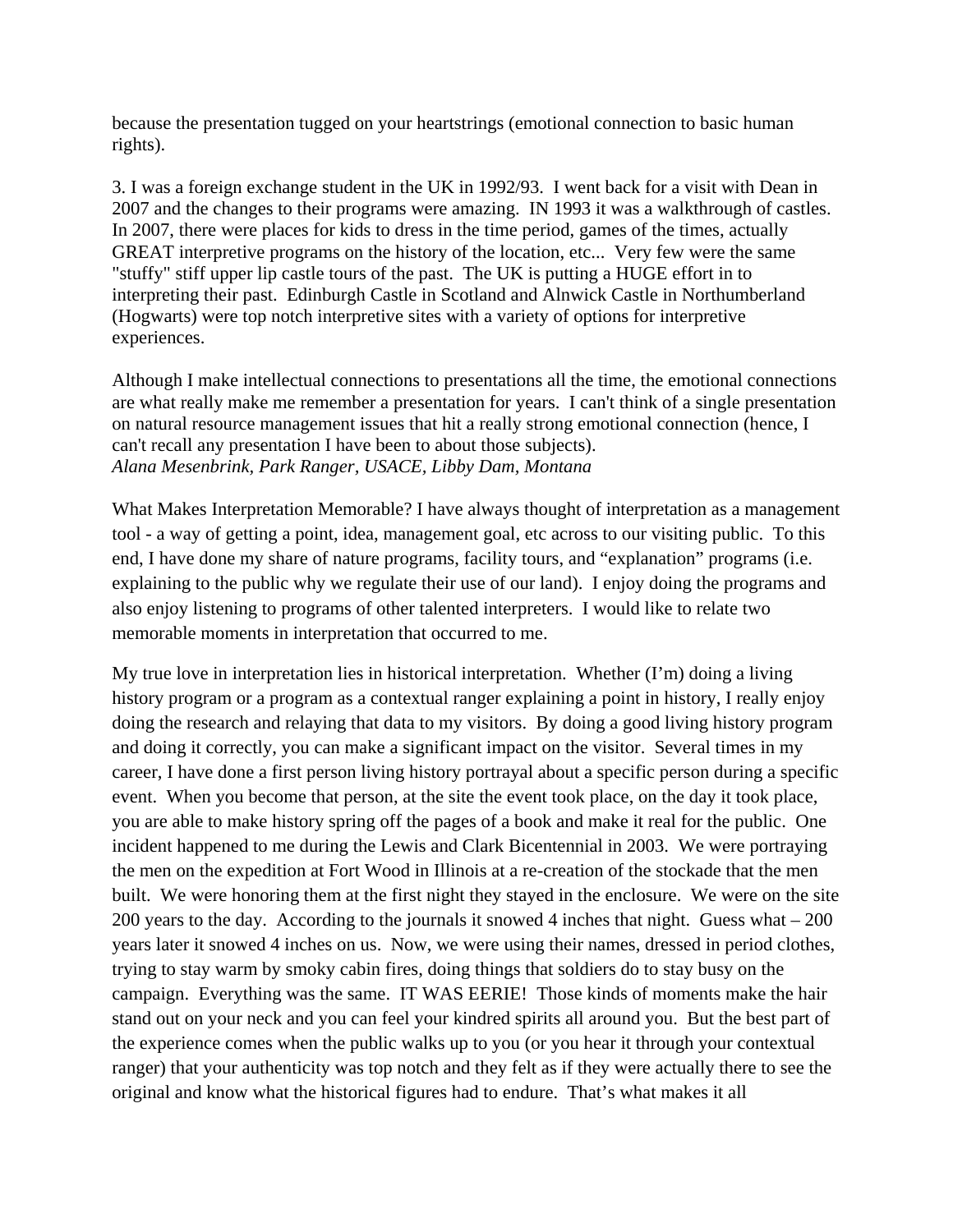because the presentation tugged on your heartstrings (emotional connection to basic human rights).

3. I was a foreign exchange student in the UK in 1992/93. I went back for a visit with Dean in 2007 and the changes to their programs were amazing. IN 1993 it was a walkthrough of castles. In 2007, there were places for kids to dress in the time period, games of the times, actually GREAT interpretive programs on the history of the location, etc... Very few were the same "stuffy" stiff upper lip castle tours of the past. The UK is putting a HUGE effort in to interpreting their past. Edinburgh Castle in Scotland and Alnwick Castle in Northumberland (Hogwarts) were top notch interpretive sites with a variety of options for interpretive experiences.

Although I make intellectual connections to presentations all the time, the emotional connections are what really make me remember a presentation for years. I can't think of a single presentation on natural resource management issues that hit a really strong emotional connection (hence, I can't recall any presentation I have been to about those subjects).
*Alana Mesenbrink, Park Ranger, USACE, Libby Dam, Montana*

What Makes Interpretation Memorable? I have always thought of interpretation as a management tool - a way of getting a point, idea, management goal, etc across to our visiting public. To this end, I have done my share of nature programs, facility tours, and "explanation" programs (i.e. explaining to the public why we regulate their use of our land). I enjoy doing the programs and also enjoy listening to programs of other talented interpreters. I would like to relate two memorable moments in interpretation that occurred to me.

My true love in interpretation lies in historical interpretation. Whether (I'm) doing a living history program or a program as a contextual ranger explaining a point in history, I really enjoy doing the research and relaying that data to my visitors. By doing a good living history program and doing it correctly, you can make a significant impact on the visitor. Several times in my career, I have done a first person living history portrayal about a specific person during a specific event. When you become that person, at the site the event took place, on the day it took place, you are able to make history spring off the pages of a book and make it real for the public. One incident happened to me during the Lewis and Clark Bicentennial in 2003. We were portraying the men on the expedition at Fort Wood in Illinois at a re-creation of the stockade that the men built. We were honoring them at the first night they stayed in the enclosure. We were on the site 200 years to the day. According to the journals it snowed 4 inches that night. Guess what – 200 years later it snowed 4 inches on us. Now, we were using their names, dressed in period clothes, trying to stay warm by smoky cabin fires, doing things that soldiers do to stay busy on the campaign. Everything was the same. IT WAS EERIE! Those kinds of moments make the hair stand out on your neck and you can feel your kindred spirits all around you. But the best part of the experience comes when the public walks up to you (or you hear it through your contextual ranger) that your authenticity was top notch and they felt as if they were actually there to see the original and know what the historical figures had to endure. That's what makes it all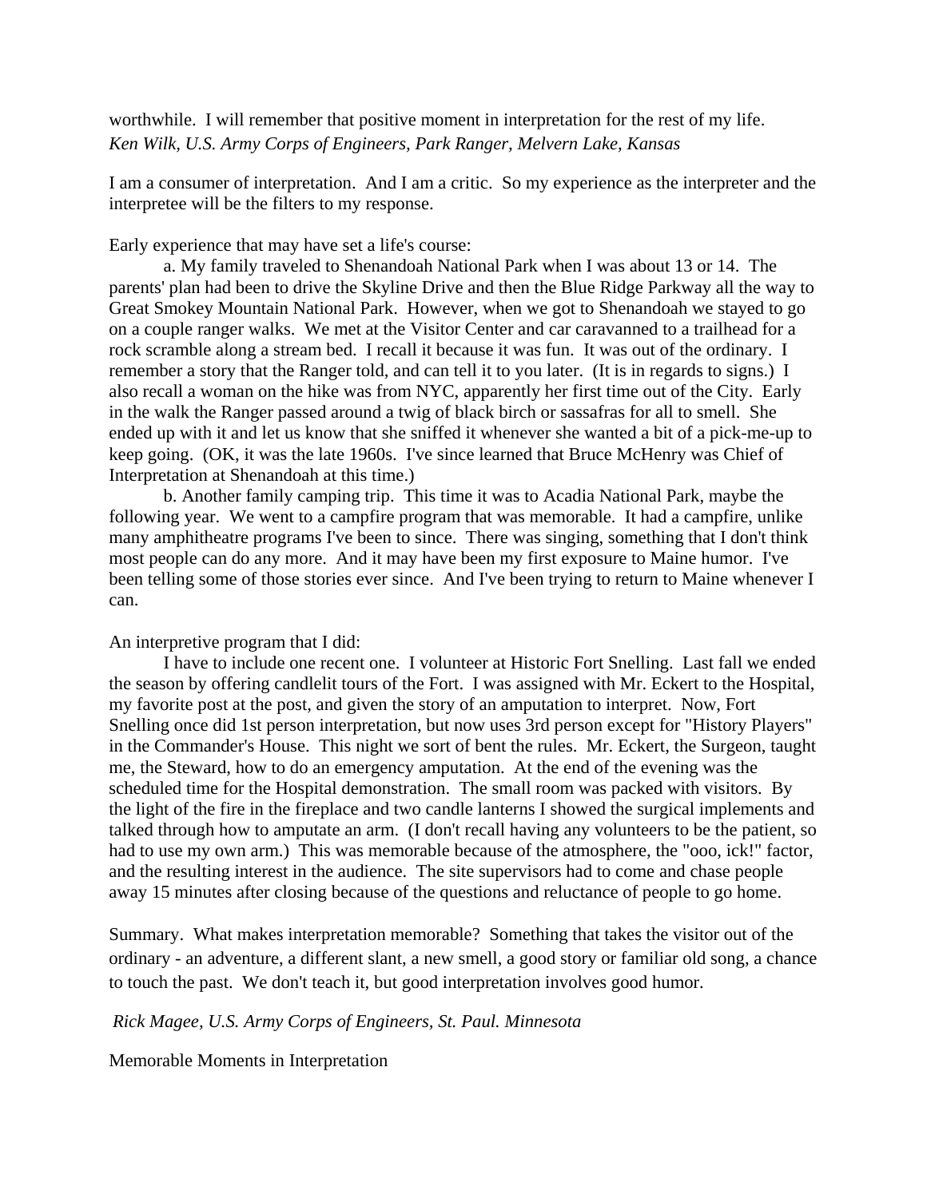worthwhile. I will remember that positive moment in interpretation for the rest of my life.
*Ken Wilk, U.S. Army Corps of Engineers, Park Ranger, Melvern Lake, Kansas*

I am a consumer of interpretation. And I am a critic. So my experience as the interpreter and the interpretee will be the filters to my response.

Early experience that may have set a life's course:

a. My family traveled to Shenandoah National Park when I was about 13 or 14. The parents' plan had been to drive the Skyline Drive and then the Blue Ridge Parkway all the way to Great Smokey Mountain National Park. However, when we got to Shenandoah we stayed to go on a couple ranger walks. We met at the Visitor Center and car caravanned to a trailhead for a rock scramble along a stream bed. I recall it because it was fun. It was out of the ordinary. I remember a story that the Ranger told, and can tell it to you later. (It is in regards to signs.) I also recall a woman on the hike was from NYC, apparently her first time out of the City. Early in the walk the Ranger passed around a twig of black birch or sassafras for all to smell. She ended up with it and let us know that she sniffed it whenever she wanted a bit of a pick-me-up to keep going. (OK, it was the late 1960s. I've since learned that Bruce McHenry was Chief of Interpretation at Shenandoah at this time.)

b. Another family camping trip. This time it was to Acadia National Park, maybe the following year. We went to a campfire program that was memorable. It had a campfire, unlike many amphitheatre programs I've been to since. There was singing, something that I don't think most people can do any more. And it may have been my first exposure to Maine humor. I've been telling some of those stories ever since. And I've been trying to return to Maine whenever I can.

An interpretive program that I did:

I have to include one recent one. I volunteer at Historic Fort Snelling. Last fall we ended the season by offering candlelit tours of the Fort. I was assigned with Mr. Eckert to the Hospital, my favorite post at the post, and given the story of an amputation to interpret. Now, Fort Snelling once did 1st person interpretation, but now uses 3rd person except for "History Players" in the Commander's House. This night we sort of bent the rules. Mr. Eckert, the Surgeon, taught me, the Steward, how to do an emergency amputation. At the end of the evening was the scheduled time for the Hospital demonstration. The small room was packed with visitors. By the light of the fire in the fireplace and two candle lanterns I showed the surgical implements and talked through how to amputate an arm. (I don't recall having any volunteers to be the patient, so had to use my own arm.) This was memorable because of the atmosphere, the "ooo, ick!" factor, and the resulting interest in the audience. The site supervisors had to come and chase people away 15 minutes after closing because of the questions and reluctance of people to go home.

Summary. What makes interpretation memorable? Something that takes the visitor out of the ordinary - an adventure, a different slant, a new smell, a good story or familiar old song, a chance to touch the past. We don't teach it, but good interpretation involves good humor.

*Rick Magee, U.S. Army Corps of Engineers, St. Paul. Minnesota*

Memorable Moments in Interpretation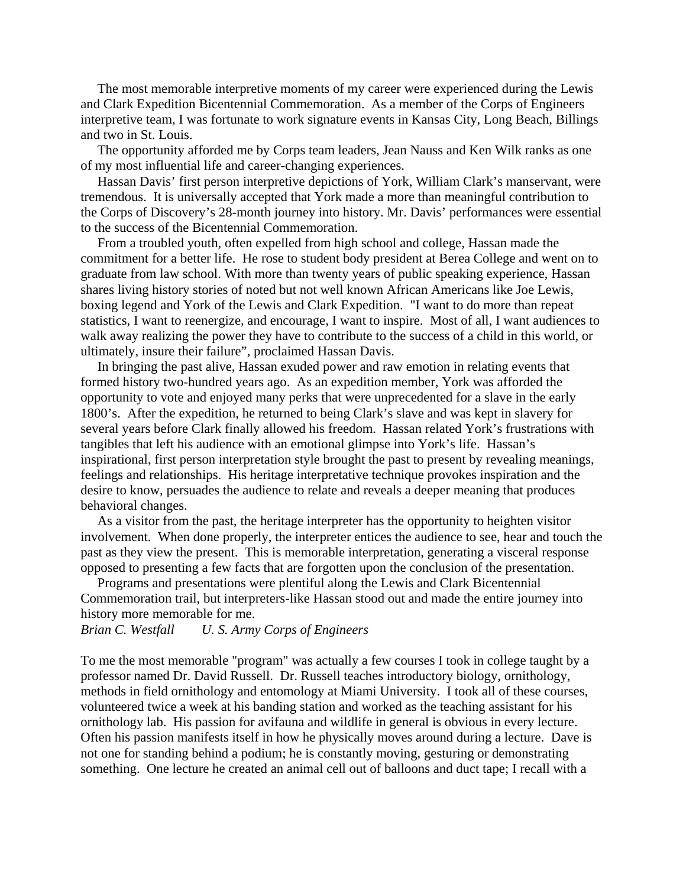The most memorable interpretive moments of my career were experienced during the Lewis and Clark Expedition Bicentennial Commemoration. As a member of the Corps of Engineers interpretive team, I was fortunate to work signature events in Kansas City, Long Beach, Billings and two in St. Louis.

The opportunity afforded me by Corps team leaders, Jean Nauss and Ken Wilk ranks as one of my most influential life and career-changing experiences.

Hassan Davis' first person interpretive depictions of York, William Clark's manservant, were tremendous. It is universally accepted that York made a more than meaningful contribution to the Corps of Discovery's 28-month journey into history. Mr. Davis' performances were essential to the success of the Bicentennial Commemoration.

From a troubled youth, often expelled from high school and college, Hassan made the commitment for a better life. He rose to student body president at Berea College and went on to graduate from law school. With more than twenty years of public speaking experience, Hassan shares living history stories of noted but not well known African Americans like Joe Lewis, boxing legend and York of the Lewis and Clark Expedition. "I want to do more than repeat statistics, I want to reenergize, and encourage, I want to inspire. Most of all, I want audiences to walk away realizing the power they have to contribute to the success of a child in this world, or ultimately, insure their failure", proclaimed Hassan Davis.

In bringing the past alive, Hassan exuded power and raw emotion in relating events that formed history two-hundred years ago. As an expedition member, York was afforded the opportunity to vote and enjoyed many perks that were unprecedented for a slave in the early 1800's. After the expedition, he returned to being Clark's slave and was kept in slavery for several years before Clark finally allowed his freedom. Hassan related York's frustrations with tangibles that left his audience with an emotional glimpse into York's life. Hassan's inspirational, first person interpretation style brought the past to present by revealing meanings, feelings and relationships. His heritage interpretative technique provokes inspiration and the desire to know, persuades the audience to relate and reveals a deeper meaning that produces behavioral changes.

As a visitor from the past, the heritage interpreter has the opportunity to heighten visitor involvement. When done properly, the interpreter entices the audience to see, hear and touch the past as they view the present. This is memorable interpretation, generating a visceral response opposed to presenting a few facts that are forgotten upon the conclusion of the presentation.

Programs and presentations were plentiful along the Lewis and Clark Bicentennial Commemoration trail, but interpreters-like Hassan stood out and made the entire journey into history more memorable for me.

*Brian C. Westfall U. S. Army Corps of Engineers*

To me the most memorable "program" was actually a few courses I took in college taught by a professor named Dr. David Russell. Dr. Russell teaches introductory biology, ornithology, methods in field ornithology and entomology at Miami University. I took all of these courses, volunteered twice a week at his banding station and worked as the teaching assistant for his ornithology lab. His passion for avifauna and wildlife in general is obvious in every lecture. Often his passion manifests itself in how he physically moves around during a lecture. Dave is not one for standing behind a podium; he is constantly moving, gesturing or demonstrating something. One lecture he created an animal cell out of balloons and duct tape; I recall with a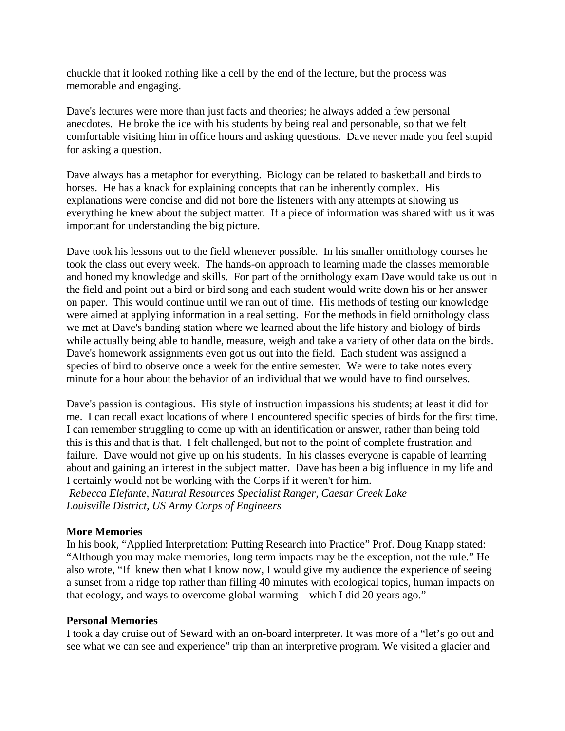chuckle that it looked nothing like a cell by the end of the lecture, but the process was memorable and engaging.

Dave's lectures were more than just facts and theories; he always added a few personal anecdotes. He broke the ice with his students by being real and personable, so that we felt comfortable visiting him in office hours and asking questions. Dave never made you feel stupid for asking a question.

Dave always has a metaphor for everything. Biology can be related to basketball and birds to horses. He has a knack for explaining concepts that can be inherently complex. His explanations were concise and did not bore the listeners with any attempts at showing us everything he knew about the subject matter. If a piece of information was shared with us it was important for understanding the big picture.

Dave took his lessons out to the field whenever possible. In his smaller ornithology courses he took the class out every week. The hands-on approach to learning made the classes memorable and honed my knowledge and skills. For part of the ornithology exam Dave would take us out in the field and point out a bird or bird song and each student would write down his or her answer on paper. This would continue until we ran out of time. His methods of testing our knowledge were aimed at applying information in a real setting. For the methods in field ornithology class we met at Dave's banding station where we learned about the life history and biology of birds while actually being able to handle, measure, weigh and take a variety of other data on the birds. Dave's homework assignments even got us out into the field. Each student was assigned a species of bird to observe once a week for the entire semester. We were to take notes every minute for a hour about the behavior of an individual that we would have to find ourselves.

Dave's passion is contagious. His style of instruction impassions his students; at least it did for me. I can recall exact locations of where I encountered specific species of birds for the first time. I can remember struggling to come up with an identification or answer, rather than being told this is this and that is that. I felt challenged, but not to the point of complete frustration and failure. Dave would not give up on his students. In his classes everyone is capable of learning about and gaining an interest in the subject matter. Dave has been a big influence in my life and I certainly would not be working with the Corps if it weren't for him.
*Rebecca Elefante, Natural Resources Specialist Ranger, Caesar Creek Lake*
*Louisville District, US Army Corps of Engineers*

**More Memories**
In his book, "Applied Interpretation: Putting Research into Practice" Prof. Doug Knapp stated: "Although you may make memories, long term impacts may be the exception, not the rule." He also wrote, "If knew then what I know now, I would give my audience the experience of seeing a sunset from a ridge top rather than filling 40 minutes with ecological topics, human impacts on that ecology, and ways to overcome global warming – which I did 20 years ago."

**Personal Memories**
I took a day cruise out of Seward with an on-board interpreter. It was more of a "let's go out and see what we can see and experience" trip than an interpretive program. We visited a glacier and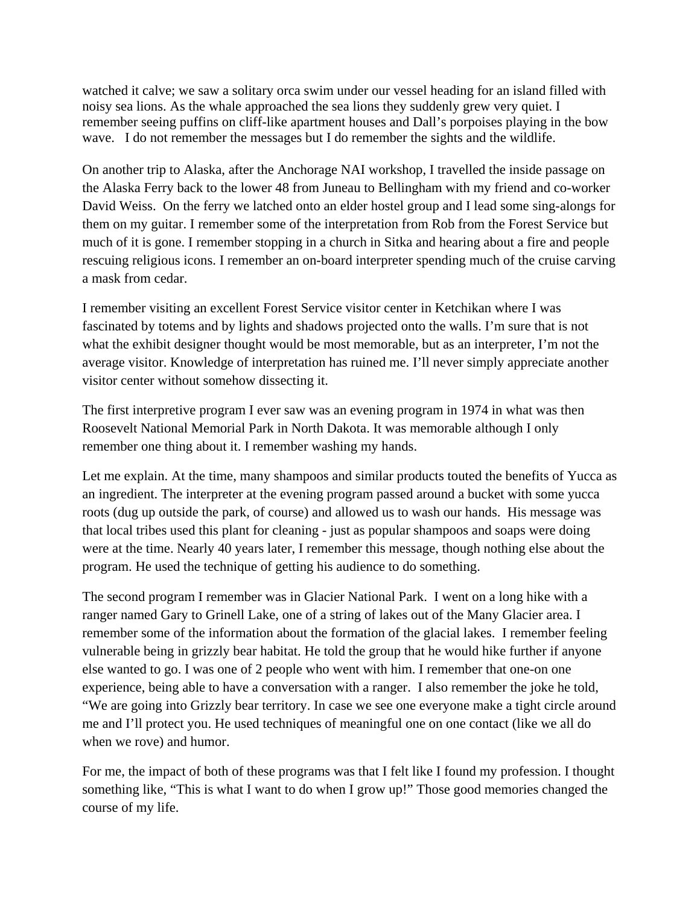watched it calve; we saw a solitary orca swim under our vessel heading for an island filled with noisy sea lions. As the whale approached the sea lions they suddenly grew very quiet. I remember seeing puffins on cliff-like apartment houses and Dall's porpoises playing in the bow wave. I do not remember the messages but I do remember the sights and the wildlife.

On another trip to Alaska, after the Anchorage NAI workshop, I travelled the inside passage on the Alaska Ferry back to the lower 48 from Juneau to Bellingham with my friend and co-worker David Weiss. On the ferry we latched onto an elder hostel group and I lead some sing-alongs for them on my guitar. I remember some of the interpretation from Rob from the Forest Service but much of it is gone. I remember stopping in a church in Sitka and hearing about a fire and people rescuing religious icons. I remember an on-board interpreter spending much of the cruise carving a mask from cedar.

I remember visiting an excellent Forest Service visitor center in Ketchikan where I was fascinated by totems and by lights and shadows projected onto the walls. I'm sure that is not what the exhibit designer thought would be most memorable, but as an interpreter, I'm not the average visitor. Knowledge of interpretation has ruined me. I'll never simply appreciate another visitor center without somehow dissecting it.

The first interpretive program I ever saw was an evening program in 1974 in what was then Roosevelt National Memorial Park in North Dakota. It was memorable although I only remember one thing about it. I remember washing my hands.

Let me explain. At the time, many shampoos and similar products touted the benefits of Yucca as an ingredient. The interpreter at the evening program passed around a bucket with some yucca roots (dug up outside the park, of course) and allowed us to wash our hands. His message was that local tribes used this plant for cleaning - just as popular shampoos and soaps were doing were at the time. Nearly 40 years later, I remember this message, though nothing else about the program. He used the technique of getting his audience to do something.

The second program I remember was in Glacier National Park. I went on a long hike with a ranger named Gary to Grinell Lake, one of a string of lakes out of the Many Glacier area. I remember some of the information about the formation of the glacial lakes. I remember feeling vulnerable being in grizzly bear habitat. He told the group that he would hike further if anyone else wanted to go. I was one of 2 people who went with him. I remember that one-on one experience, being able to have a conversation with a ranger. I also remember the joke he told, "We are going into Grizzly bear territory. In case we see one everyone make a tight circle around me and I'll protect you. He used techniques of meaningful one on one contact (like we all do when we rove) and humor.

For me, the impact of both of these programs was that I felt like I found my profession. I thought something like, "This is what I want to do when I grow up!" Those good memories changed the course of my life.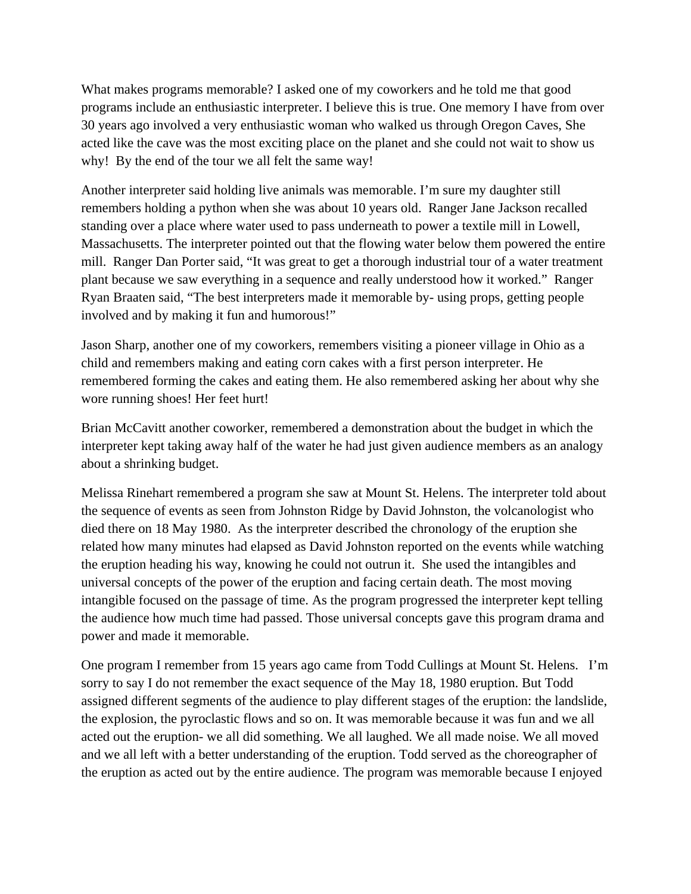What makes programs memorable? I asked one of my coworkers and he told me that good programs include an enthusiastic interpreter. I believe this is true. One memory I have from over 30 years ago involved a very enthusiastic woman who walked us through Oregon Caves, She acted like the cave was the most exciting place on the planet and she could not wait to show us why! By the end of the tour we all felt the same way!

Another interpreter said holding live animals was memorable. I'm sure my daughter still remembers holding a python when she was about 10 years old. Ranger Jane Jackson recalled standing over a place where water used to pass underneath to power a textile mill in Lowell, Massachusetts. The interpreter pointed out that the flowing water below them powered the entire mill. Ranger Dan Porter said, "It was great to get a thorough industrial tour of a water treatment plant because we saw everything in a sequence and really understood how it worked." Ranger Ryan Braaten said, "The best interpreters made it memorable by- using props, getting people involved and by making it fun and humorous!"

Jason Sharp, another one of my coworkers, remembers visiting a pioneer village in Ohio as a child and remembers making and eating corn cakes with a first person interpreter. He remembered forming the cakes and eating them. He also remembered asking her about why she wore running shoes! Her feet hurt!

Brian McCavitt another coworker, remembered a demonstration about the budget in which the interpreter kept taking away half of the water he had just given audience members as an analogy about a shrinking budget.

Melissa Rinehart remembered a program she saw at Mount St. Helens. The interpreter told about the sequence of events as seen from Johnston Ridge by David Johnston, the volcanologist who died there on 18 May 1980. As the interpreter described the chronology of the eruption she related how many minutes had elapsed as David Johnston reported on the events while watching the eruption heading his way, knowing he could not outrun it. She used the intangibles and universal concepts of the power of the eruption and facing certain death. The most moving intangible focused on the passage of time. As the program progressed the interpreter kept telling the audience how much time had passed. Those universal concepts gave this program drama and power and made it memorable.

One program I remember from 15 years ago came from Todd Cullings at Mount St. Helens. I'm sorry to say I do not remember the exact sequence of the May 18, 1980 eruption. But Todd assigned different segments of the audience to play different stages of the eruption: the landslide, the explosion, the pyroclastic flows and so on. It was memorable because it was fun and we all acted out the eruption- we all did something. We all laughed. We all made noise. We all moved and we all left with a better understanding of the eruption. Todd served as the choreographer of the eruption as acted out by the entire audience. The program was memorable because I enjoyed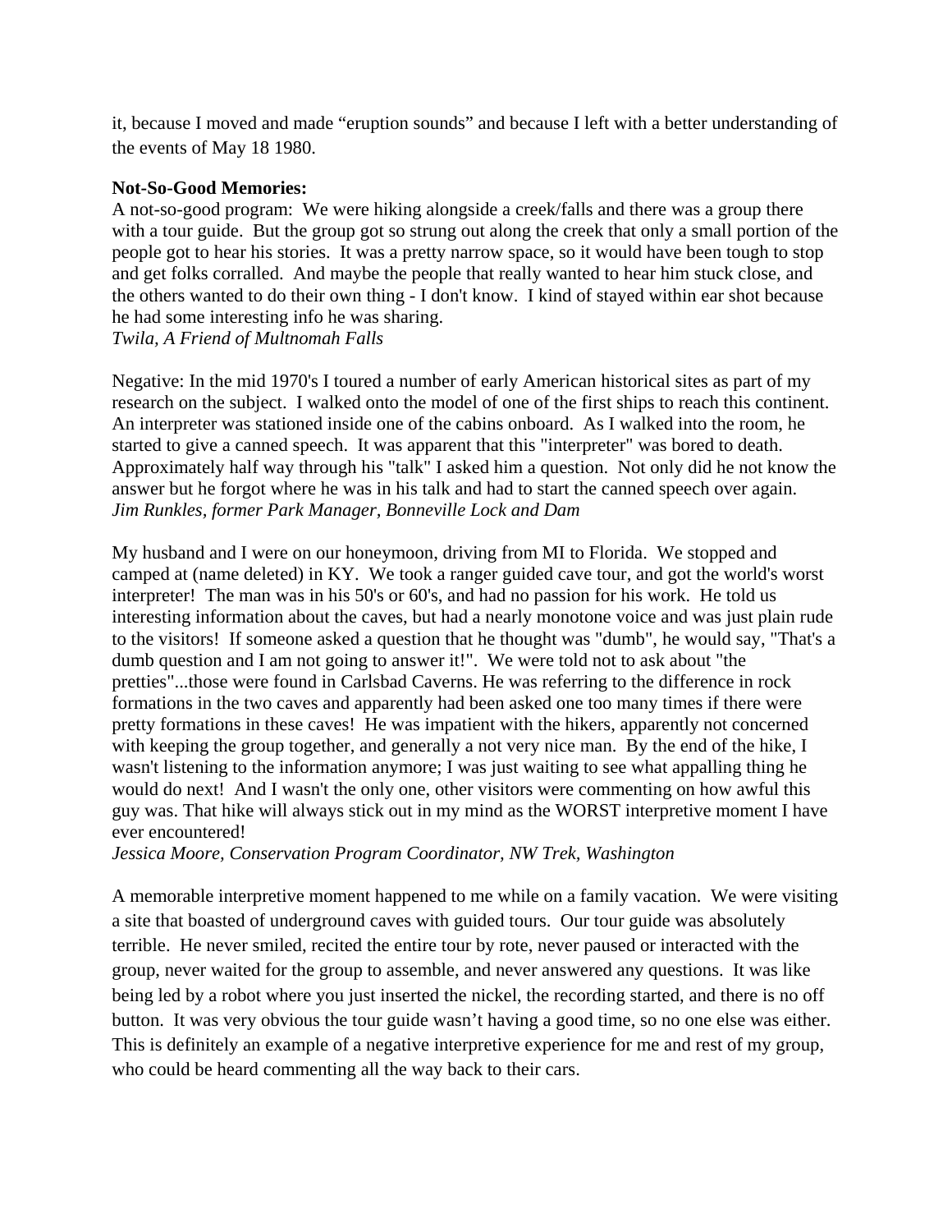it, because I moved and made "eruption sounds" and because I left with a better understanding of the events of May 18 1980.

**Not-So-Good Memories:**
A not-so-good program: We were hiking alongside a creek/falls and there was a group there with a tour guide. But the group got so strung out along the creek that only a small portion of the people got to hear his stories. It was a pretty narrow space, so it would have been tough to stop and get folks corralled. And maybe the people that really wanted to hear him stuck close, and the others wanted to do their own thing - I don't know. I kind of stayed within ear shot because he had some interesting info he was sharing.
*Twila, A Friend of Multnomah Falls*

Negative: In the mid 1970's I toured a number of early American historical sites as part of my research on the subject. I walked onto the model of one of the first ships to reach this continent. An interpreter was stationed inside one of the cabins onboard. As I walked into the room, he started to give a canned speech. It was apparent that this "interpreter" was bored to death. Approximately half way through his "talk" I asked him a question. Not only did he not know the answer but he forgot where he was in his talk and had to start the canned speech over again.
*Jim Runkles, former Park Manager, Bonneville Lock and Dam*

My husband and I were on our honeymoon, driving from MI to Florida. We stopped and camped at (name deleted) in KY. We took a ranger guided cave tour, and got the world's worst interpreter! The man was in his 50's or 60's, and had no passion for his work. He told us interesting information about the caves, but had a nearly monotone voice and was just plain rude to the visitors! If someone asked a question that he thought was "dumb", he would say, "That's a dumb question and I am not going to answer it!". We were told not to ask about "the pretties"...those were found in Carlsbad Caverns. He was referring to the difference in rock formations in the two caves and apparently had been asked one too many times if there were pretty formations in these caves! He was impatient with the hikers, apparently not concerned with keeping the group together, and generally a not very nice man. By the end of the hike, I wasn't listening to the information anymore; I was just waiting to see what appalling thing he would do next! And I wasn't the only one, other visitors were commenting on how awful this guy was. That hike will always stick out in my mind as the WORST interpretive moment I have ever encountered!
*Jessica Moore, Conservation Program Coordinator, NW Trek, Washington*

A memorable interpretive moment happened to me while on a family vacation. We were visiting a site that boasted of underground caves with guided tours. Our tour guide was absolutely terrible. He never smiled, recited the entire tour by rote, never paused or interacted with the group, never waited for the group to assemble, and never answered any questions. It was like being led by a robot where you just inserted the nickel, the recording started, and there is no off button. It was very obvious the tour guide wasn't having a good time, so no one else was either. This is definitely an example of a negative interpretive experience for me and rest of my group, who could be heard commenting all the way back to their cars.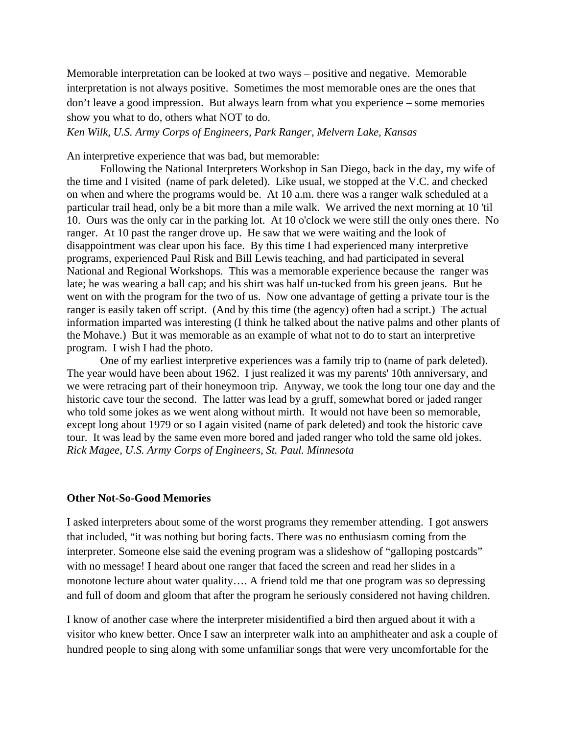Memorable interpretation can be looked at two ways – positive and negative. Memorable interpretation is not always positive. Sometimes the most memorable ones are the ones that don't leave a good impression. But always learn from what you experience – some memories show you what to do, others what NOT to do.
*Ken Wilk, U.S. Army Corps of Engineers, Park Ranger, Melvern Lake, Kansas*

An interpretive experience that was bad, but memorable:

Following the National Interpreters Workshop in San Diego, back in the day, my wife of the time and I visited (name of park deleted). Like usual, we stopped at the V.C. and checked on when and where the programs would be. At 10 a.m. there was a ranger walk scheduled at a particular trail head, only be a bit more than a mile walk. We arrived the next morning at 10 'til 10. Ours was the only car in the parking lot. At 10 o'clock we were still the only ones there. No ranger. At 10 past the ranger drove up. He saw that we were waiting and the look of disappointment was clear upon his face. By this time I had experienced many interpretive programs, experienced Paul Risk and Bill Lewis teaching, and had participated in several National and Regional Workshops. This was a memorable experience because the ranger was late; he was wearing a ball cap; and his shirt was half un-tucked from his green jeans. But he went on with the program for the two of us. Now one advantage of getting a private tour is the ranger is easily taken off script. (And by this time (the agency) often had a script.) The actual information imparted was interesting (I think he talked about the native palms and other plants of the Mohave.) But it was memorable as an example of what not to do to start an interpretive program. I wish I had the photo.

One of my earliest interpretive experiences was a family trip to (name of park deleted). The year would have been about 1962. I just realized it was my parents' 10th anniversary, and we were retracing part of their honeymoon trip. Anyway, we took the long tour one day and the historic cave tour the second. The latter was lead by a gruff, somewhat bored or jaded ranger who told some jokes as we went along without mirth. It would not have been so memorable, except long about 1979 or so I again visited (name of park deleted) and took the historic cave tour. It was lead by the same even more bored and jaded ranger who told the same old jokes.
*Rick Magee, U.S. Army Corps of Engineers, St. Paul. Minnesota*

**Other Not-So-Good Memories**

I asked interpreters about some of the worst programs they remember attending. I got answers that included, "it was nothing but boring facts. There was no enthusiasm coming from the interpreter. Someone else said the evening program was a slideshow of "galloping postcards" with no message! I heard about one ranger that faced the screen and read her slides in a monotone lecture about water quality…. A friend told me that one program was so depressing and full of doom and gloom that after the program he seriously considered not having children.

I know of another case where the interpreter misidentified a bird then argued about it with a visitor who knew better. Once I saw an interpreter walk into an amphitheater and ask a couple of hundred people to sing along with some unfamiliar songs that were very uncomfortable for the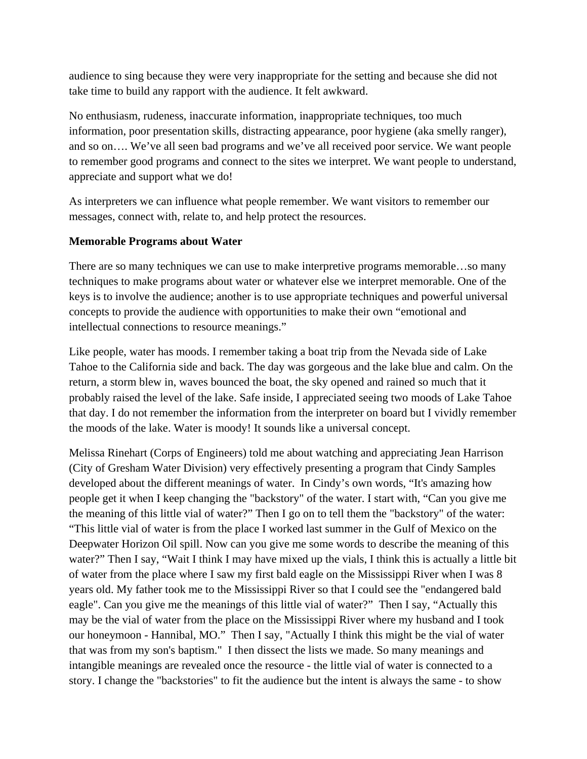audience to sing because they were very inappropriate for the setting and because she did not take time to build any rapport with the audience. It felt awkward.

No enthusiasm, rudeness, inaccurate information, inappropriate techniques, too much information, poor presentation skills, distracting appearance, poor hygiene (aka smelly ranger), and so on…. We've all seen bad programs and we've all received poor service. We want people to remember good programs and connect to the sites we interpret. We want people to understand, appreciate and support what we do!

As interpreters we can influence what people remember. We want visitors to remember our messages, connect with, relate to, and help protect the resources.

**Memorable Programs about Water**

There are so many techniques we can use to make interpretive programs memorable…so many techniques to make programs about water or whatever else we interpret memorable. One of the keys is to involve the audience; another is to use appropriate techniques and powerful universal concepts to provide the audience with opportunities to make their own "emotional and intellectual connections to resource meanings."

Like people, water has moods. I remember taking a boat trip from the Nevada side of Lake Tahoe to the California side and back. The day was gorgeous and the lake blue and calm. On the return, a storm blew in, waves bounced the boat, the sky opened and rained so much that it probably raised the level of the lake. Safe inside, I appreciated seeing two moods of Lake Tahoe that day. I do not remember the information from the interpreter on board but I vividly remember the moods of the lake. Water is moody! It sounds like a universal concept.

Melissa Rinehart (Corps of Engineers) told me about watching and appreciating Jean Harrison (City of Gresham Water Division) very effectively presenting a program that Cindy Samples developed about the different meanings of water. In Cindy's own words, "It's amazing how people get it when I keep changing the "backstory" of the water. I start with, "Can you give me the meaning of this little vial of water?" Then I go on to tell them the "backstory" of the water: "This little vial of water is from the place I worked last summer in the Gulf of Mexico on the Deepwater Horizon Oil spill. Now can you give me some words to describe the meaning of this water?" Then I say, "Wait I think I may have mixed up the vials, I think this is actually a little bit of water from the place where I saw my first bald eagle on the Mississippi River when I was 8 years old. My father took me to the Mississippi River so that I could see the "endangered bald eagle". Can you give me the meanings of this little vial of water?" Then I say, "Actually this may be the vial of water from the place on the Mississippi River where my husband and I took our honeymoon - Hannibal, MO." Then I say, "Actually I think this might be the vial of water that was from my son's baptism." I then dissect the lists we made. So many meanings and intangible meanings are revealed once the resource - the little vial of water is connected to a story. I change the "backstories" to fit the audience but the intent is always the same - to show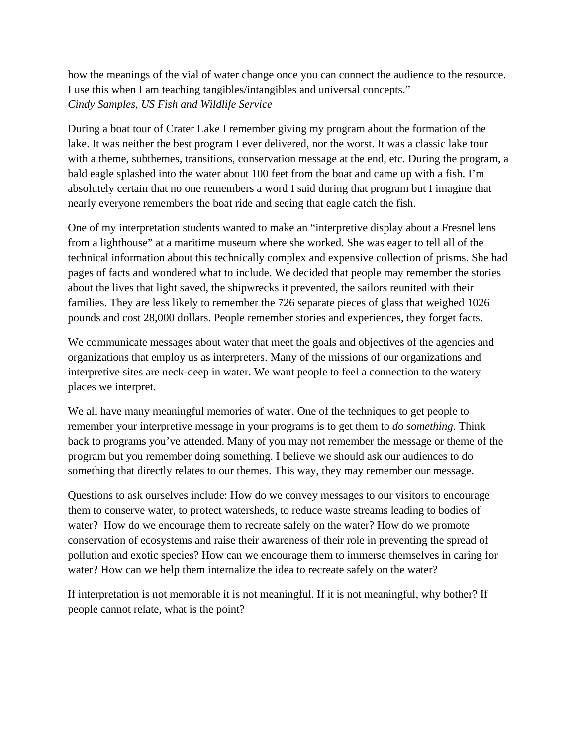how the meanings of the vial of water change once you can connect the audience to the resource. I use this when I am teaching tangibles/intangibles and universal concepts."
*Cindy Samples, US Fish and Wildlife Service*

During a boat tour of Crater Lake I remember giving my program about the formation of the lake. It was neither the best program I ever delivered, nor the worst. It was a classic lake tour with a theme, subthemes, transitions, conservation message at the end, etc. During the program, a bald eagle splashed into the water about 100 feet from the boat and came up with a fish. I'm absolutely certain that no one remembers a word I said during that program but I imagine that nearly everyone remembers the boat ride and seeing that eagle catch the fish.

One of my interpretation students wanted to make an "interpretive display about a Fresnel lens from a lighthouse" at a maritime museum where she worked. She was eager to tell all of the technical information about this technically complex and expensive collection of prisms. She had pages of facts and wondered what to include. We decided that people may remember the stories about the lives that light saved, the shipwrecks it prevented, the sailors reunited with their families. They are less likely to remember the 726 separate pieces of glass that weighed 1026 pounds and cost 28,000 dollars. People remember stories and experiences, they forget facts.

We communicate messages about water that meet the goals and objectives of the agencies and organizations that employ us as interpreters. Many of the missions of our organizations and interpretive sites are neck-deep in water. We want people to feel a connection to the watery places we interpret.

We all have many meaningful memories of water. One of the techniques to get people to remember your interpretive message in your programs is to get them to *do something*. Think back to programs you've attended. Many of you may not remember the message or theme of the program but you remember doing something. I believe we should ask our audiences to do something that directly relates to our themes. This way, they may remember our message.

Questions to ask ourselves include: How do we convey messages to our visitors to encourage them to conserve water, to protect watersheds, to reduce waste streams leading to bodies of water? How do we encourage them to recreate safely on the water? How do we promote conservation of ecosystems and raise their awareness of their role in preventing the spread of pollution and exotic species? How can we encourage them to immerse themselves in caring for water? How can we help them internalize the idea to recreate safely on the water?

If interpretation is not memorable it is not meaningful. If it is not meaningful, why bother? If people cannot relate, what is the point?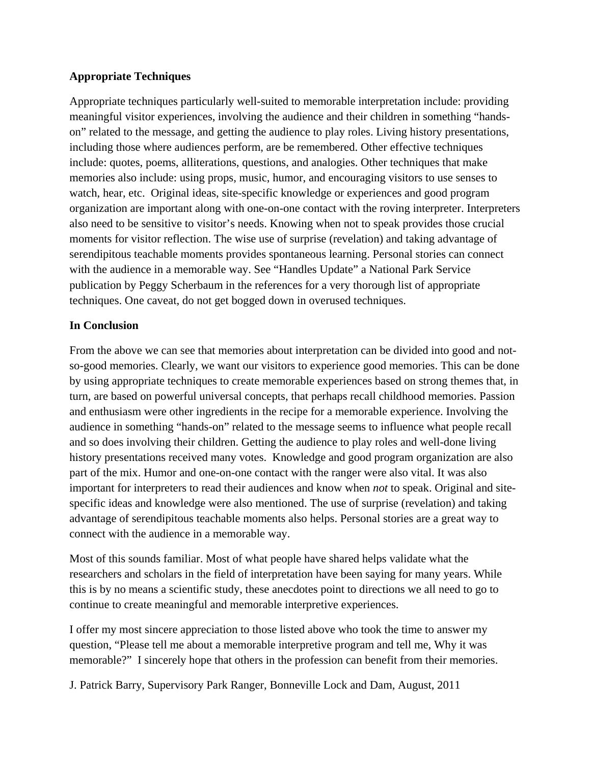**Appropriate Techniques**

Appropriate techniques particularly well-suited to memorable interpretation include: providing meaningful visitor experiences, involving the audience and their children in something "hands-on" related to the message, and getting the audience to play roles. Living history presentations, including those where audiences perform, are be remembered. Other effective techniques include: quotes, poems, alliterations, questions, and analogies. Other techniques that make memories also include: using props, music, humor, and encouraging visitors to use senses to watch, hear, etc. Original ideas, site-specific knowledge or experiences and good program organization are important along with one-on-one contact with the roving interpreter. Interpreters also need to be sensitive to visitor's needs. Knowing when not to speak provides those crucial moments for visitor reflection. The wise use of surprise (revelation) and taking advantage of serendipitous teachable moments provides spontaneous learning. Personal stories can connect with the audience in a memorable way. See "Handles Update" a National Park Service publication by Peggy Scherbaum in the references for a very thorough list of appropriate techniques. One caveat, do not get bogged down in overused techniques.

**In Conclusion**

From the above we can see that memories about interpretation can be divided into good and not-so-good memories. Clearly, we want our visitors to experience good memories. This can be done by using appropriate techniques to create memorable experiences based on strong themes that, in turn, are based on powerful universal concepts, that perhaps recall childhood memories. Passion and enthusiasm were other ingredients in the recipe for a memorable experience. Involving the audience in something "hands-on" related to the message seems to influence what people recall and so does involving their children. Getting the audience to play roles and well-done living history presentations received many votes. Knowledge and good program organization are also part of the mix. Humor and one-on-one contact with the ranger were also vital. It was also important for interpreters to read their audiences and know when *not* to speak. Original and site-specific ideas and knowledge were also mentioned. The use of surprise (revelation) and taking advantage of serendipitous teachable moments also helps. Personal stories are a great way to connect with the audience in a memorable way.

Most of this sounds familiar. Most of what people have shared helps validate what the researchers and scholars in the field of interpretation have been saying for many years. While this is by no means a scientific study, these anecdotes point to directions we all need to go to continue to create meaningful and memorable interpretive experiences.

I offer my most sincere appreciation to those listed above who took the time to answer my question, "Please tell me about a memorable interpretive program and tell me, Why it was memorable?" I sincerely hope that others in the profession can benefit from their memories.

J. Patrick Barry, Supervisory Park Ranger, Bonneville Lock and Dam, August, 2011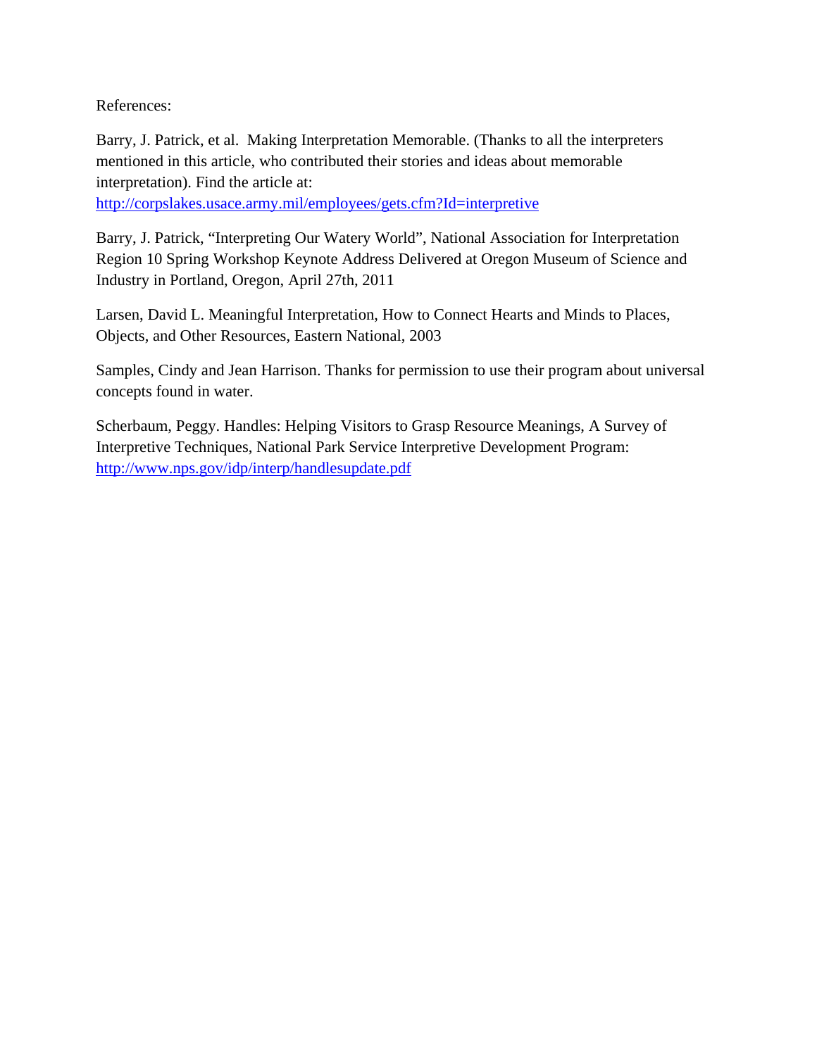References:

Barry, J. Patrick, et al. Making Interpretation Memorable. (Thanks to all the interpreters mentioned in this article, who contributed their stories and ideas about memorable interpretation). Find the article at: http://corpslakes.usace.army.mil/employees/gets.cfm?Id=interpretive

Barry, J. Patrick, "Interpreting Our Watery World", National Association for Interpretation Region 10 Spring Workshop Keynote Address Delivered at Oregon Museum of Science and Industry in Portland, Oregon, April 27th, 2011

Larsen, David L. Meaningful Interpretation, How to Connect Hearts and Minds to Places, Objects, and Other Resources, Eastern National, 2003

Samples, Cindy and Jean Harrison. Thanks for permission to use their program about universal concepts found in water.

Scherbaum, Peggy. Handles: Helping Visitors to Grasp Resource Meanings, A Survey of Interpretive Techniques, National Park Service Interpretive Development Program: http://www.nps.gov/idp/interp/handlesupdate.pdf